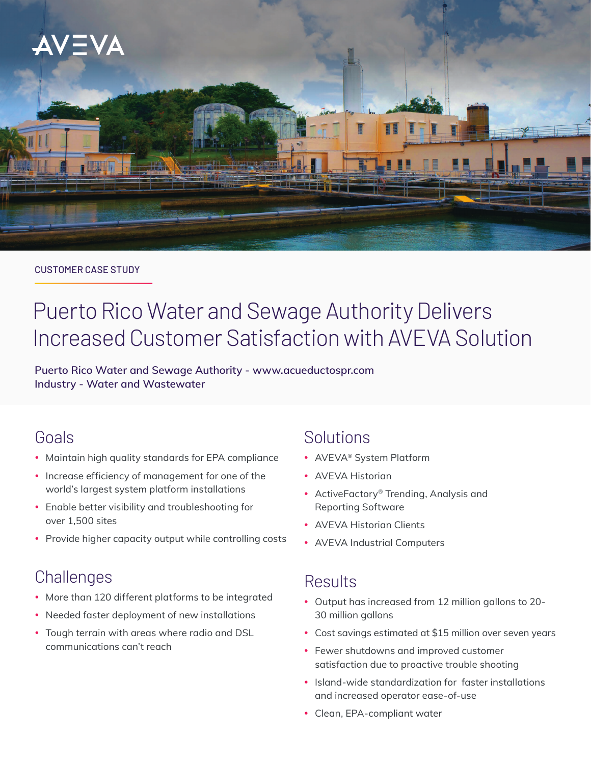AVEVA

CUSTOMER CASE STUDY

# Puerto Rico Water and Sewage Authority Delivers Increased Customer Satisfaction with AVEVA Solution

**Puerto Rico Water and Sewage Authority - www.acueductospr.com**
**Industry - Water and Wastewater**

## Goals

- Maintain high quality standards for EPA compliance
- Increase efficiency of management for one of the world's largest system platform installations
- Enable better visibility and troubleshooting for over 1,500 sites
- Provide higher capacity output while controlling costs

## Challenges

- More than 120 different platforms to be integrated
- Needed faster deployment of new installations
- Tough terrain with areas where radio and DSL communications can't reach

## Solutions

- AVEVA® System Platform
- AVEVA Historian
- ActiveFactory® Trending, Analysis and Reporting Software
- AVEVA Historian Clients
- AVEVA Industrial Computers

## Results

- Output has increased from 12 million gallons to 20-30 million gallons
- Cost savings estimated at $15 million over seven years
- Fewer shutdowns and improved customer satisfaction due to proactive trouble shooting
- Island-wide standardization for faster installations and increased operator ease-of-use
- Clean, EPA-compliant water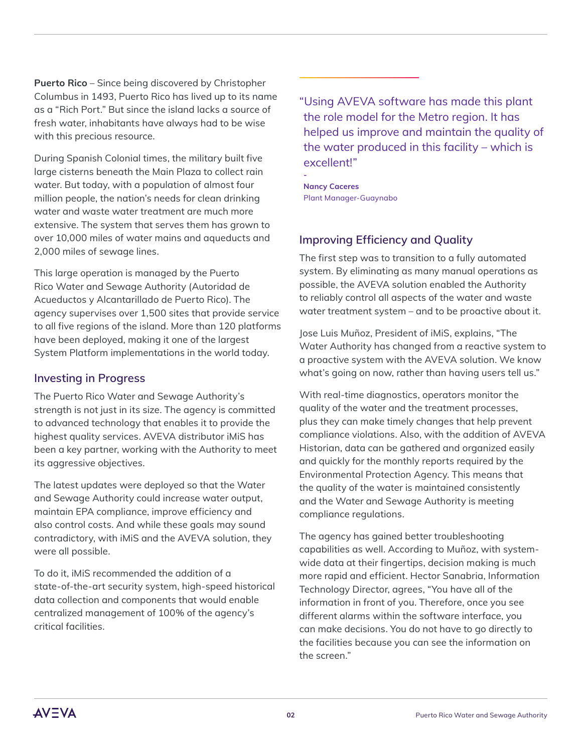**Puerto Rico** – Since being discovered by Christopher Columbus in 1493, Puerto Rico has lived up to its name as a "Rich Port." But since the island lacks a source of fresh water, inhabitants have always had to be wise with this precious resource.

During Spanish Colonial times, the military built five large cisterns beneath the Main Plaza to collect rain water. But today, with a population of almost four million people, the nation's needs for clean drinking water and waste water treatment are much more extensive. The system that serves them has grown to over 10,000 miles of water mains and aqueducts and 2,000 miles of sewage lines.

This large operation is managed by the Puerto Rico Water and Sewage Authority (Autoridad de Acueductos y Alcantarillado de Puerto Rico). The agency supervises over 1,500 sites that provide service to all five regions of the island. More than 120 platforms have been deployed, making it one of the largest System Platform implementations in the world today.

## Investing in Progress

The Puerto Rico Water and Sewage Authority's strength is not just in its size. The agency is committed to advanced technology that enables it to provide the highest quality services. AVEVA distributor iMiS has been a key partner, working with the Authority to meet its aggressive objectives.

The latest updates were deployed so that the Water and Sewage Authority could increase water output, maintain EPA compliance, improve efficiency and also control costs. And while these goals may sound contradictory, with iMiS and the AVEVA solution, they were all possible.

To do it, iMiS recommended the addition of a state-of-the-art security system, high-speed historical data collection and components that would enable centralized management of 100% of the agency's critical facilities.

> "Using AVEVA software has made this plant the role model for the Metro region. It has helped us improve and maintain the quality of the water produced in this facility – which is excellent!"
>
> \-
> **Nancy Caceres**
> Plant Manager-Guaynabo

## Improving Efficiency and Quality

The first step was to transition to a fully automated system. By eliminating as many manual operations as possible, the AVEVA solution enabled the Authority to reliably control all aspects of the water and waste water treatment system – and to be proactive about it.

Jose Luis Muñoz, President of iMiS, explains, "The Water Authority has changed from a reactive system to a proactive system with the AVEVA solution. We know what's going on now, rather than having users tell us."

With real-time diagnostics, operators monitor the quality of the water and the treatment processes, plus they can make timely changes that help prevent compliance violations. Also, with the addition of AVEVA Historian, data can be gathered and organized easily and quickly for the monthly reports required by the Environmental Protection Agency. This means that the quality of the water is maintained consistently and the Water and Sewage Authority is meeting compliance regulations.

The agency has gained better troubleshooting capabilities as well. According to Muñoz, with system-wide data at their fingertips, decision making is much more rapid and efficient. Hector Sanabria, Information Technology Director, agrees, "You have all of the information in front of you. Therefore, once you see different alarms within the software interface, you can make decisions. You do not have to go directly to the facilities because you can see the information on the screen."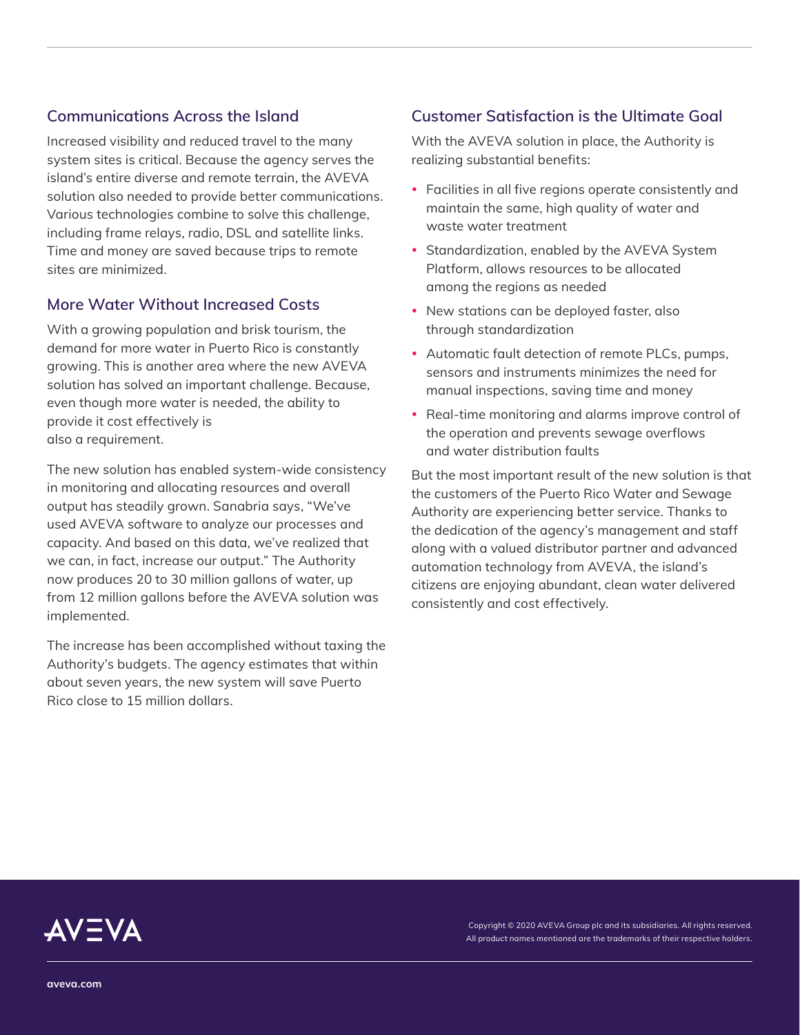## Communications Across the Island

Increased visibility and reduced travel to the many system sites is critical. Because the agency serves the island's entire diverse and remote terrain, the AVEVA solution also needed to provide better communications. Various technologies combine to solve this challenge, including frame relays, radio, DSL and satellite links. Time and money are saved because trips to remote sites are minimized.

## More Water Without Increased Costs

With a growing population and brisk tourism, the demand for more water in Puerto Rico is constantly growing. This is another area where the new AVEVA solution has solved an important challenge. Because, even though more water is needed, the ability to provide it cost effectively is also a requirement.

The new solution has enabled system-wide consistency in monitoring and allocating resources and overall output has steadily grown. Sanabria says, "We've used AVEVA software to analyze our processes and capacity. And based on this data, we've realized that we can, in fact, increase our output." The Authority now produces 20 to 30 million gallons of water, up from 12 million gallons before the AVEVA solution was implemented.

The increase has been accomplished without taxing the Authority's budgets. The agency estimates that within about seven years, the new system will save Puerto Rico close to 15 million dollars.

## Customer Satisfaction is the Ultimate Goal

With the AVEVA solution in place, the Authority is realizing substantial benefits:

- Facilities in all five regions operate consistently and maintain the same, high quality of water and waste water treatment
- Standardization, enabled by the AVEVA System Platform, allows resources to be allocated among the regions as needed
- New stations can be deployed faster, also through standardization
- Automatic fault detection of remote PLCs, pumps, sensors and instruments minimizes the need for manual inspections, saving time and money
- Real-time monitoring and alarms improve control of the operation and prevents sewage overflows and water distribution faults

But the most important result of the new solution is that the customers of the Puerto Rico Water and Sewage Authority are experiencing better service. Thanks to the dedication of the agency's management and staff along with a valued distributor partner and advanced automation technology from AVEVA, the island's citizens are enjoying abundant, clean water delivered consistently and cost effectively.

AVEVA

Copyright © 2020 AVEVA Group plc and its subsidiaries. All rights reserved.
All product names mentioned are the trademarks of their respective holders.

aveva.com